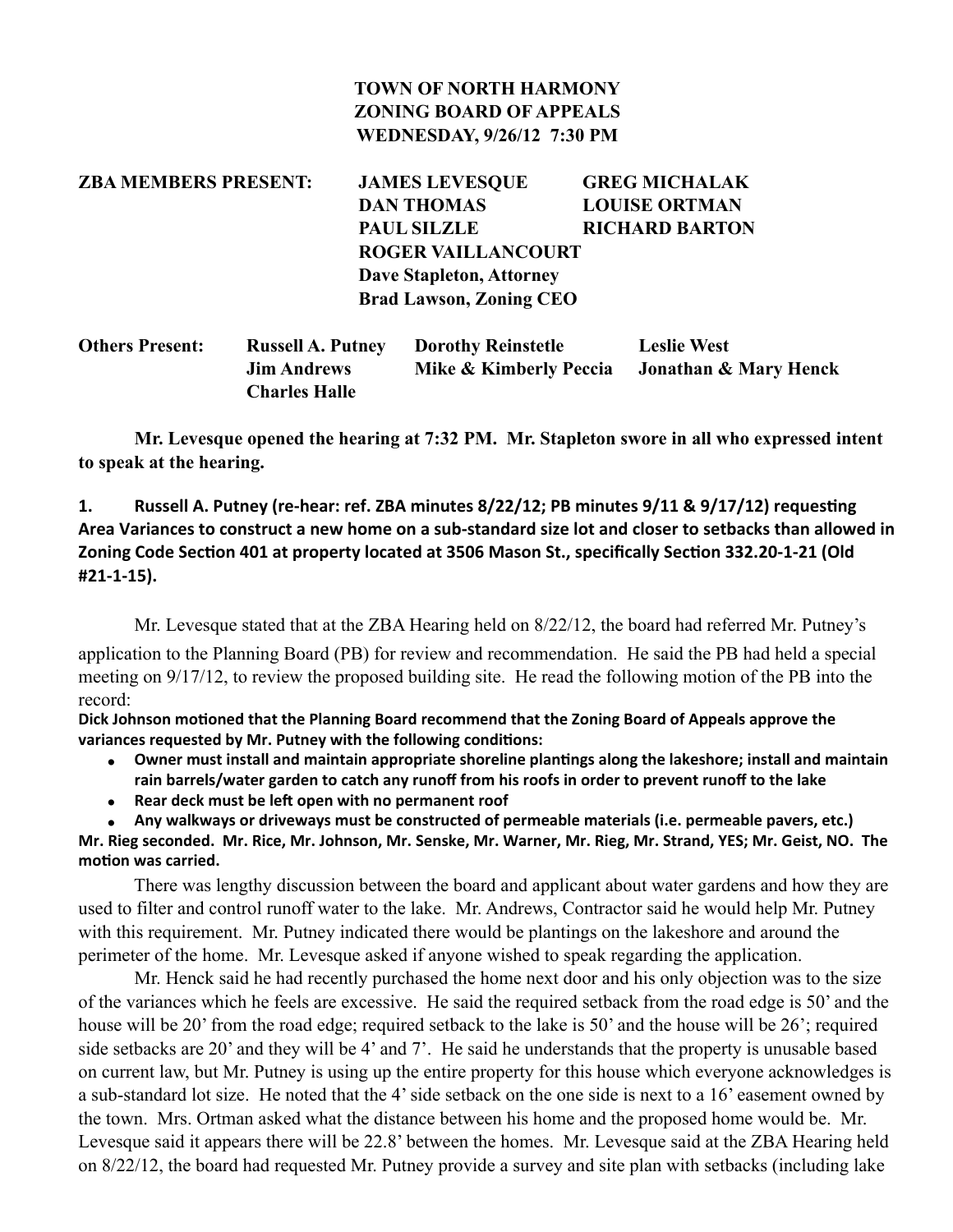**TOWN OF NORTH HARMONY**
**ZONING BOARD OF APPEALS**
**WEDNESDAY, 9/26/12 7:30 PM**

**ZBA MEMBERS PRESENT:** **JAMES LEVESQUE** **GREG MICHALAK**
**DAN THOMAS** **LOUISE ORTMAN**
**PAUL SILZLE** **RICHARD BARTON**
**ROGER VAILLANCOURT**
**Dave Stapleton, Attorney**
**Brad Lawson, Zoning CEO**

**Others Present:** **Russell A. Putney** **Dorothy Reinstetle** **Leslie West**
**Jim Andrews** **Mike & Kimberly Peccia** **Jonathan & Mary Henck**
**Charles Halle**

**Mr. Levesque opened the hearing at 7:32 PM. Mr. Stapleton swore in all who expressed intent to speak at the hearing.**

**1. Russell A. Putney (re-hear: ref. ZBA minutes 8/22/12; PB minutes 9/11 & 9/17/12) requesting Area Variances to construct a new home on a sub-standard size lot and closer to setbacks than allowed in Zoning Code Section 401 at property located at 3506 Mason St., specifically Section 332.20-1-21 (Old #21-1-15).**

Mr. Levesque stated that at the ZBA Hearing held on 8/22/12, the board had referred Mr. Putney's application to the Planning Board (PB) for review and recommendation. He said the PB had held a special meeting on 9/17/12, to review the proposed building site. He read the following motion of the PB into the record:

**Dick Johnson motioned that the Planning Board recommend that the Zoning Board of Appeals approve the variances requested by Mr. Putney with the following conditions:**

- **Owner must install and maintain appropriate shoreline plantings along the lakeshore; install and maintain rain barrels/water garden to catch any runoff from his roofs in order to prevent runoff to the lake**
- **Rear deck must be left open with no permanent roof**
- **Any walkways or driveways must be constructed of permeable materials (i.e. permeable pavers, etc.)**

**Mr. Rieg seconded. Mr. Rice, Mr. Johnson, Mr. Senske, Mr. Warner, Mr. Rieg, Mr. Strand, YES; Mr. Geist, NO. The motion was carried.**

There was lengthy discussion between the board and applicant about water gardens and how they are used to filter and control runoff water to the lake. Mr. Andrews, Contractor said he would help Mr. Putney with this requirement. Mr. Putney indicated there would be plantings on the lakeshore and around the perimeter of the home. Mr. Levesque asked if anyone wished to speak regarding the application.

Mr. Henck said he had recently purchased the home next door and his only objection was to the size of the variances which he feels are excessive. He said the required setback from the road edge is 50' and the house will be 20' from the road edge; required setback to the lake is 50' and the house will be 26'; required side setbacks are 20' and they will be 4' and 7'. He said he understands that the property is unusable based on current law, but Mr. Putney is using up the entire property for this house which everyone acknowledges is a sub-standard lot size. He noted that the 4' side setback on the one side is next to a 16' easement owned by the town. Mrs. Ortman asked what the distance between his home and the proposed home would be. Mr. Levesque said it appears there will be 22.8' between the homes. Mr. Levesque said at the ZBA Hearing held on 8/22/12, the board had requested Mr. Putney provide a survey and site plan with setbacks (including lake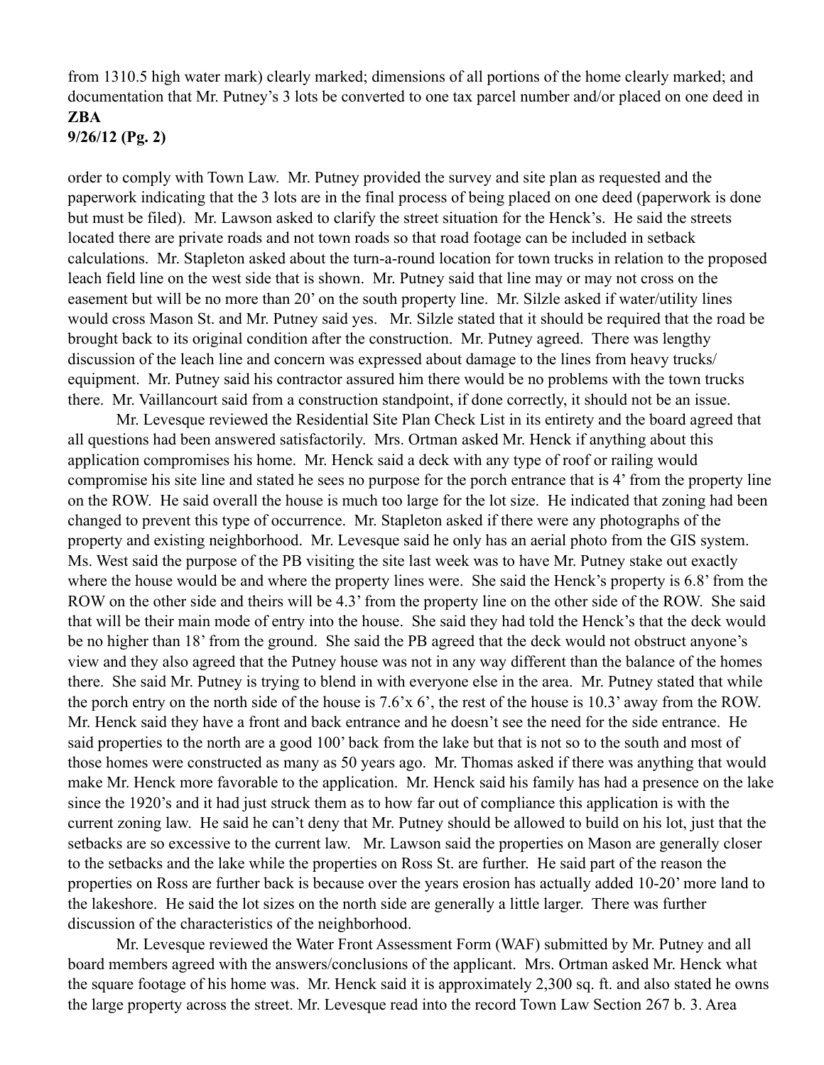from 1310.5 high water mark) clearly marked; dimensions of all portions of the home clearly marked; and documentation that Mr. Putney's 3 lots be converted to one tax parcel number and/or placed on one deed in order to comply with Town Law. Mr. Putney provided the survey and site plan as requested and the paperwork indicating that the 3 lots are in the final process of being placed on one deed (paperwork is done but must be filed). Mr. Lawson asked to clarify the street situation for the Henck's. He said the streets located there are private roads and not town roads so that road footage can be included in setback calculations. Mr. Stapleton asked about the turn-a-round location for town trucks in relation to the proposed leach field line on the west side that is shown. Mr. Putney said that line may or may not cross on the easement but will be no more than 20' on the south property line. Mr. Silzle asked if water/utility lines would cross Mason St. and Mr. Putney said yes. Mr. Silzle stated that it should be required that the road be brought back to its original condition after the construction. Mr. Putney agreed. There was lengthy discussion of the leach line and concern was expressed about damage to the lines from heavy trucks/ equipment. Mr. Putney said his contractor assured him there would be no problems with the town trucks there. Mr. Vaillancourt said from a construction standpoint, if done correctly, it should not be an issue.

Mr. Levesque reviewed the Residential Site Plan Check List in its entirety and the board agreed that all questions had been answered satisfactorily. Mrs. Ortman asked Mr. Henck if anything about this application compromises his home. Mr. Henck said a deck with any type of roof or railing would compromise his site line and stated he sees no purpose for the porch entrance that is 4' from the property line on the ROW. He said overall the house is much too large for the lot size. He indicated that zoning had been changed to prevent this type of occurrence. Mr. Stapleton asked if there were any photographs of the property and existing neighborhood. Mr. Levesque said he only has an aerial photo from the GIS system. Ms. West said the purpose of the PB visiting the site last week was to have Mr. Putney stake out exactly where the house would be and where the property lines were. She said the Henck's property is 6.8' from the ROW on the other side and theirs will be 4.3' from the property line on the other side of the ROW. She said that will be their main mode of entry into the house. She said they had told the Henck's that the deck would be no higher than 18' from the ground. She said the PB agreed that the deck would not obstruct anyone's view and they also agreed that the Putney house was not in any way different than the balance of the homes there. She said Mr. Putney is trying to blend in with everyone else in the area. Mr. Putney stated that while the porch entry on the north side of the house is 7.6'x 6', the rest of the house is 10.3' away from the ROW. Mr. Henck said they have a front and back entrance and he doesn't see the need for the side entrance. He said properties to the north are a good 100' back from the lake but that is not so to the south and most of those homes were constructed as many as 50 years ago. Mr. Thomas asked if there was anything that would make Mr. Henck more favorable to the application. Mr. Henck said his family has had a presence on the lake since the 1920's and it had just struck them as to how far out of compliance this application is with the current zoning law. He said he can't deny that Mr. Putney should be allowed to build on his lot, just that the setbacks are so excessive to the current law. Mr. Lawson said the properties on Mason are generally closer to the setbacks and the lake while the properties on Ross St. are further. He said part of the reason the properties on Ross are further back is because over the years erosion has actually added 10-20' more land to the lakeshore. He said the lot sizes on the north side are generally a little larger. There was further discussion of the characteristics of the neighborhood.

Mr. Levesque reviewed the Water Front Assessment Form (WAF) submitted by Mr. Putney and all board members agreed with the answers/conclusions of the applicant. Mrs. Ortman asked Mr. Henck what the square footage of his home was. Mr. Henck said it is approximately 2,300 sq. ft. and also stated he owns the large property across the street. Mr. Levesque read into the record Town Law Section 267 b. 3. Area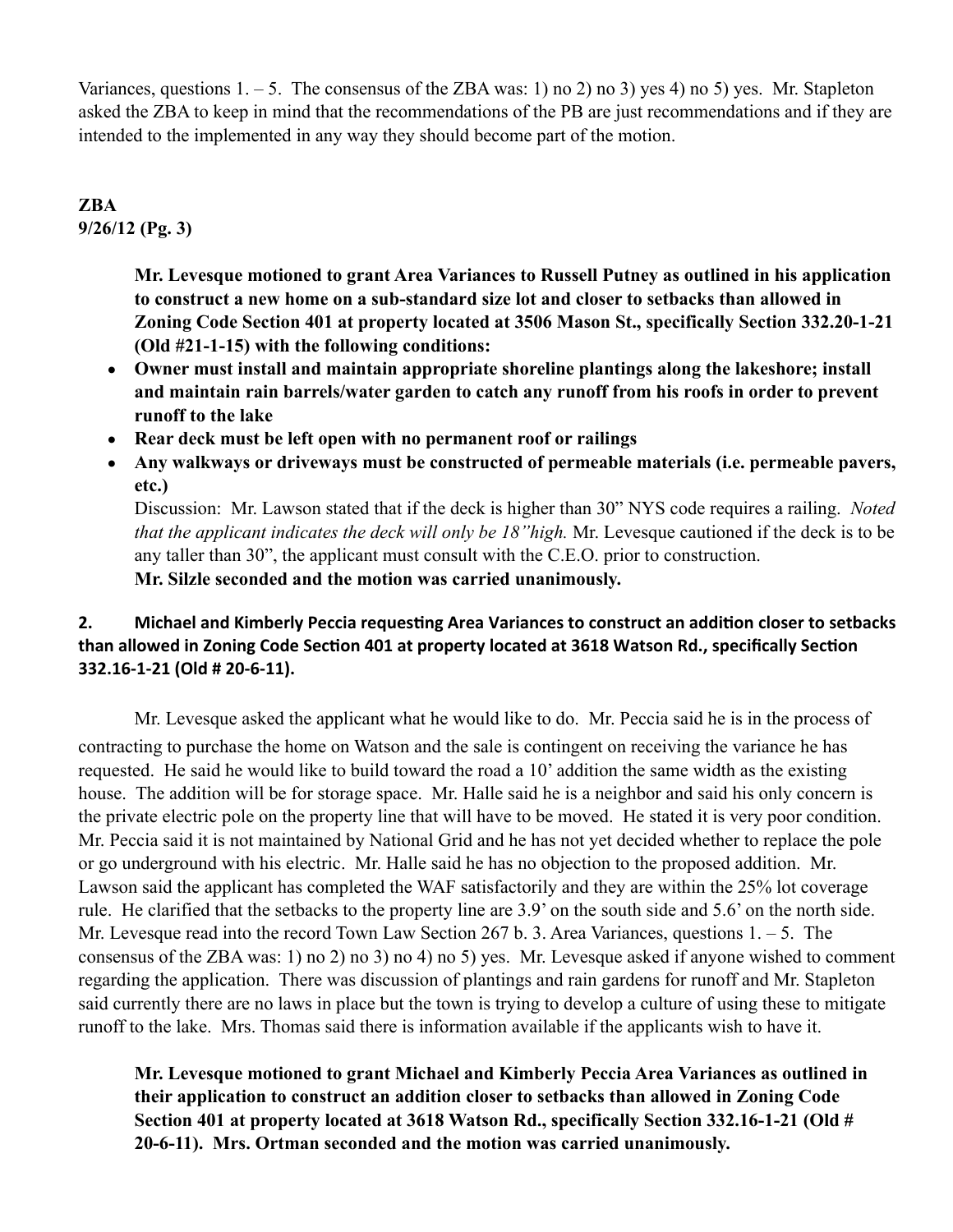Variances, questions 1. – 5. The consensus of the ZBA was: 1) no 2) no 3) yes 4) no 5) yes. Mr. Stapleton asked the ZBA to keep in mind that the recommendations of the PB are just recommendations and if they are intended to the implemented in any way they should become part of the motion.

**ZBA**
**9/26/12 (Pg. 3)**

**Mr. Levesque motioned to grant Area Variances to Russell Putney as outlined in his application to construct a new home on a sub-standard size lot and closer to setbacks than allowed in Zoning Code Section 401 at property located at 3506 Mason St., specifically Section 332.20-1-21 (Old #21-1-15) with the following conditions:**

- **Owner must install and maintain appropriate shoreline plantings along the lakeshore; install and maintain rain barrels/water garden to catch any runoff from his roofs in order to prevent runoff to the lake**
- **Rear deck must be left open with no permanent roof or railings**
- **Any walkways or driveways must be constructed of permeable materials (i.e. permeable pavers, etc.)**

Discussion: Mr. Lawson stated that if the deck is higher than 30" NYS code requires a railing. *Noted that the applicant indicates the deck will only be 18"high.* Mr. Levesque cautioned if the deck is to be any taller than 30", the applicant must consult with the C.E.O. prior to construction.
**Mr. Silzle seconded and the motion was carried unanimously.**

**2. Michael and Kimberly Peccia requesting Area Variances to construct an addition closer to setbacks than allowed in Zoning Code Section 401 at property located at 3618 Watson Rd., specifically Section 332.16-1-21 (Old # 20-6-11).**

Mr. Levesque asked the applicant what he would like to do. Mr. Peccia said he is in the process of contracting to purchase the home on Watson and the sale is contingent on receiving the variance he has requested. He said he would like to build toward the road a 10' addition the same width as the existing house. The addition will be for storage space. Mr. Halle said he is a neighbor and said his only concern is the private electric pole on the property line that will have to be moved. He stated it is very poor condition. Mr. Peccia said it is not maintained by National Grid and he has not yet decided whether to replace the pole or go underground with his electric. Mr. Halle said he has no objection to the proposed addition. Mr. Lawson said the applicant has completed the WAF satisfactorily and they are within the 25% lot coverage rule. He clarified that the setbacks to the property line are 3.9' on the south side and 5.6' on the north side. Mr. Levesque read into the record Town Law Section 267 b. 3. Area Variances, questions 1. – 5. The consensus of the ZBA was: 1) no 2) no 3) no 4) no 5) yes. Mr. Levesque asked if anyone wished to comment regarding the application. There was discussion of plantings and rain gardens for runoff and Mr. Stapleton said currently there are no laws in place but the town is trying to develop a culture of using these to mitigate runoff to the lake. Mrs. Thomas said there is information available if the applicants wish to have it.

**Mr. Levesque motioned to grant Michael and Kimberly Peccia Area Variances as outlined in their application to construct an addition closer to setbacks than allowed in Zoning Code Section 401 at property located at 3618 Watson Rd., specifically Section 332.16-1-21 (Old # 20-6-11). Mrs. Ortman seconded and the motion was carried unanimously.**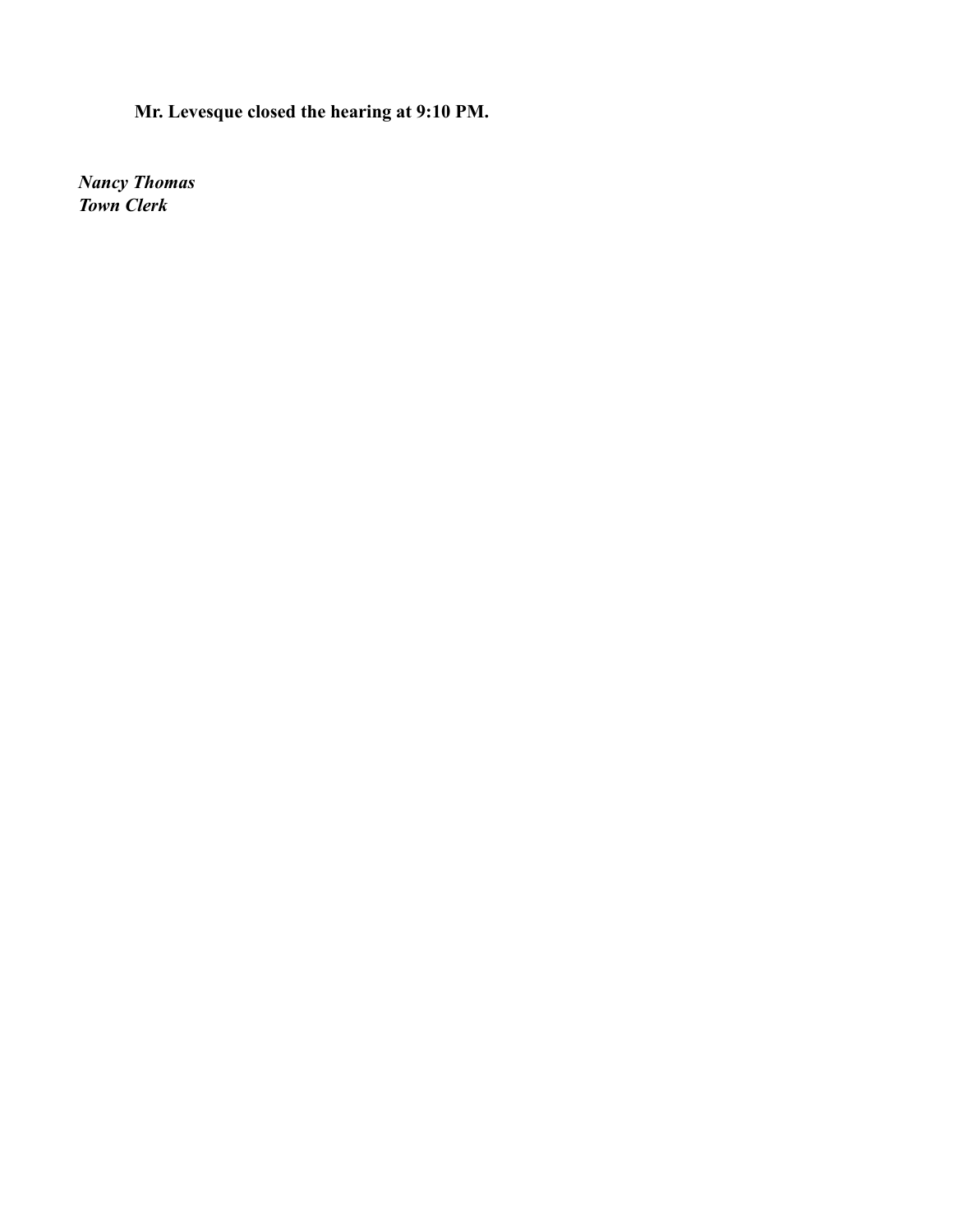**Mr. Levesque closed the hearing at 9:10 PM.**

***Nancy Thomas***
***Town Clerk***